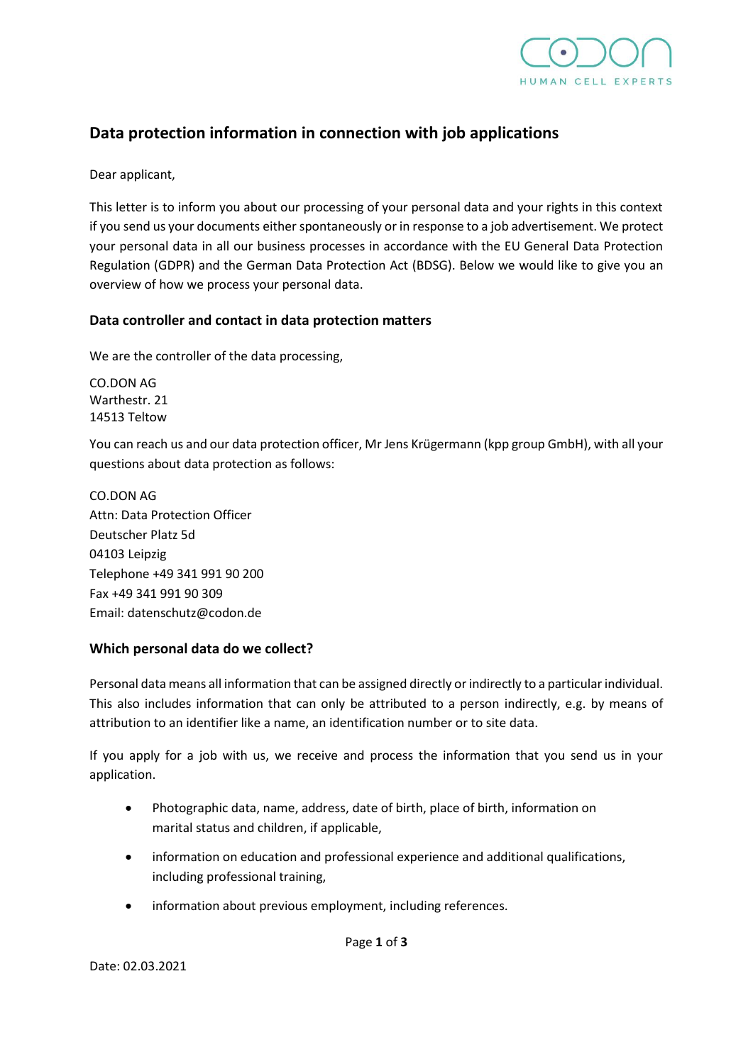# Data protection information in connection with job applications

Dear applicant,

This letter is to inform you about our processing of your personal data and your rights in this context if you send us your documents either spontaneously or in response to a job advertisement. We protect your personal data in all our business processes in accordance with the EU General Data Protection Regulation (GDPR) and the German Data Protection Act (BDSG). Below we would like to give you an overview of how we process your personal data.

## Data controller and contact in data protection matters

We are the controller of the data processing,

CO.DON AG
Warthestr. 21
14513 Teltow

You can reach us and our data protection officer, Mr Jens Krügermann (kpp group GmbH), with all your questions about data protection as follows:

CO.DON AG
Attn: Data Protection Officer
Deutscher Platz 5d
04103 Leipzig
Telephone +49 341 991 90 200
Fax +49 341 991 90 309
Email: datenschutz@codon.de

## Which personal data do we collect?

Personal data means all information that can be assigned directly or indirectly to a particular individual. This also includes information that can only be attributed to a person indirectly, e.g. by means of attribution to an identifier like a name, an identification number or to site data.

If you apply for a job with us, we receive and process the information that you send us in your application.

- Photographic data, name, address, date of birth, place of birth, information on marital status and children, if applicable,
- information on education and professional experience and additional qualifications, including professional training,
- information about previous employment, including references.

Date: 02.03.2021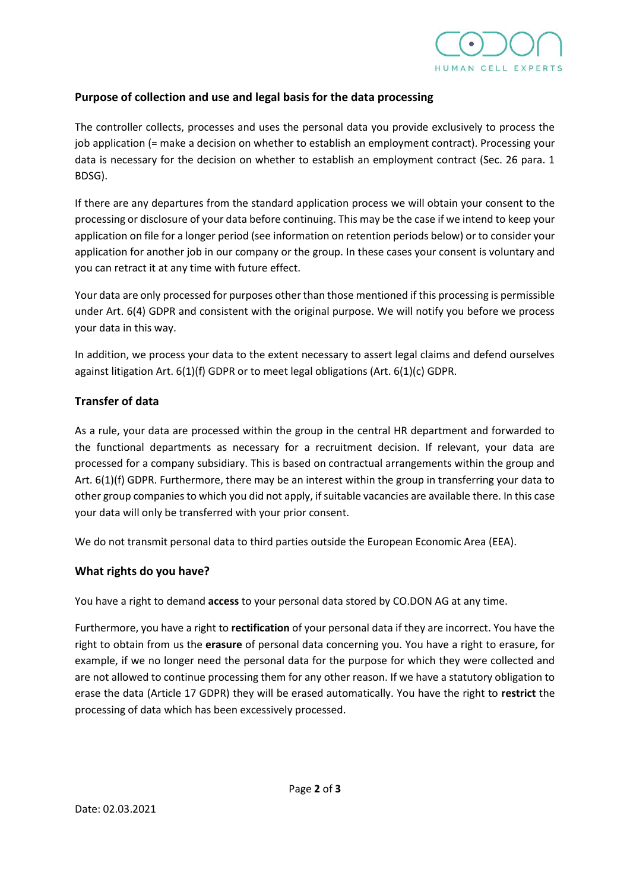## Purpose of collection and use and legal basis for the data processing

The controller collects, processes and uses the personal data you provide exclusively to process the job application (= make a decision on whether to establish an employment contract). Processing your data is necessary for the decision on whether to establish an employment contract (Sec. 26 para. 1 BDSG).

If there are any departures from the standard application process we will obtain your consent to the processing or disclosure of your data before continuing. This may be the case if we intend to keep your application on file for a longer period (see information on retention periods below) or to consider your application for another job in our company or the group. In these cases your consent is voluntary and you can retract it at any time with future effect.

Your data are only processed for purposes other than those mentioned if this processing is permissible under Art. 6(4) GDPR and consistent with the original purpose. We will notify you before we process your data in this way.

In addition, we process your data to the extent necessary to assert legal claims and defend ourselves against litigation Art. 6(1)(f) GDPR or to meet legal obligations (Art. 6(1)(c) GDPR.

## Transfer of data

As a rule, your data are processed within the group in the central HR department and forwarded to the functional departments as necessary for a recruitment decision. If relevant, your data are processed for a company subsidiary. This is based on contractual arrangements within the group and Art. 6(1)(f) GDPR. Furthermore, there may be an interest within the group in transferring your data to other group companies to which you did not apply, if suitable vacancies are available there. In this case your data will only be transferred with your prior consent.

We do not transmit personal data to third parties outside the European Economic Area (EEA).

## What rights do you have?

You have a right to demand **access** to your personal data stored by CO.DON AG at any time.

Furthermore, you have a right to **rectification** of your personal data if they are incorrect. You have the right to obtain from us the **erasure** of personal data concerning you. You have a right to erasure, for example, if we no longer need the personal data for the purpose for which they were collected and are not allowed to continue processing them for any other reason. If we have a statutory obligation to erase the data (Article 17 GDPR) they will be erased automatically. You have the right to **restrict** the processing of data which has been excessively processed.

Date: 02.03.2021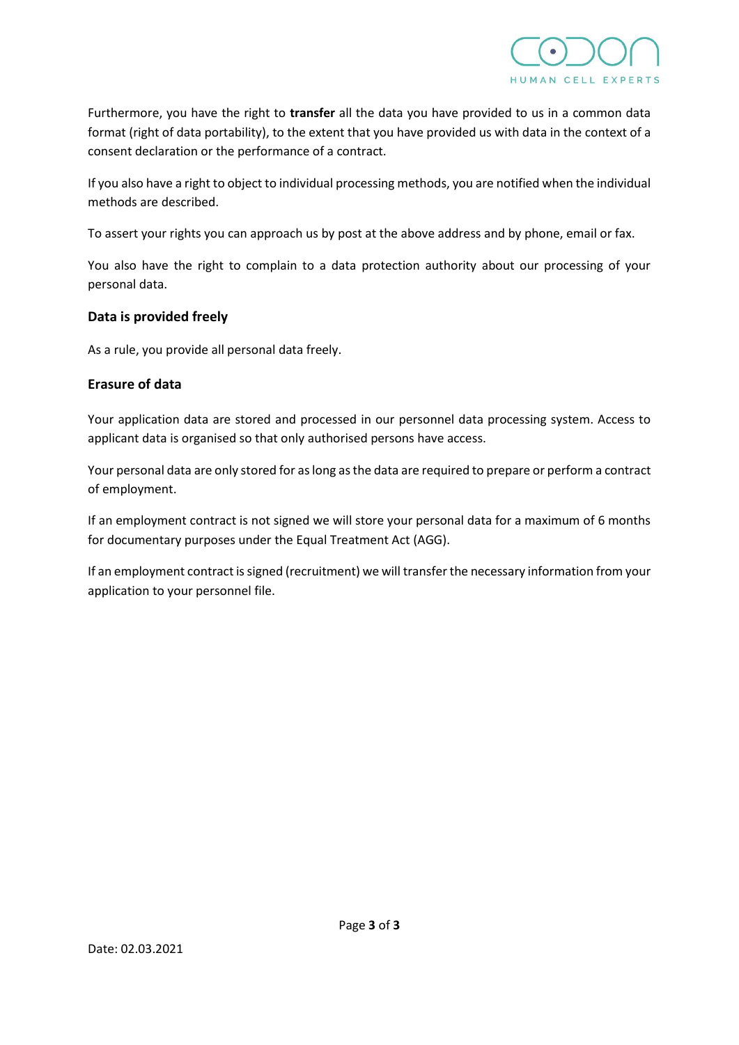Furthermore, you have the right to **transfer** all the data you have provided to us in a common data format (right of data portability), to the extent that you have provided us with data in the context of a consent declaration or the performance of a contract.

If you also have a right to object to individual processing methods, you are notified when the individual methods are described.

To assert your rights you can approach us by post at the above address and by phone, email or fax.

You also have the right to complain to a data protection authority about our processing of your personal data.

### Data is provided freely

As a rule, you provide all personal data freely.

### Erasure of data

Your application data are stored and processed in our personnel data processing system. Access to applicant data is organised so that only authorised persons have access.

Your personal data are only stored for as long as the data are required to prepare or perform a contract of employment.

If an employment contract is not signed we will store your personal data for a maximum of 6 months for documentary purposes under the Equal Treatment Act (AGG).

If an employment contract is signed (recruitment) we will transfer the necessary information from your application to your personnel file.

Date: 02.03.2021